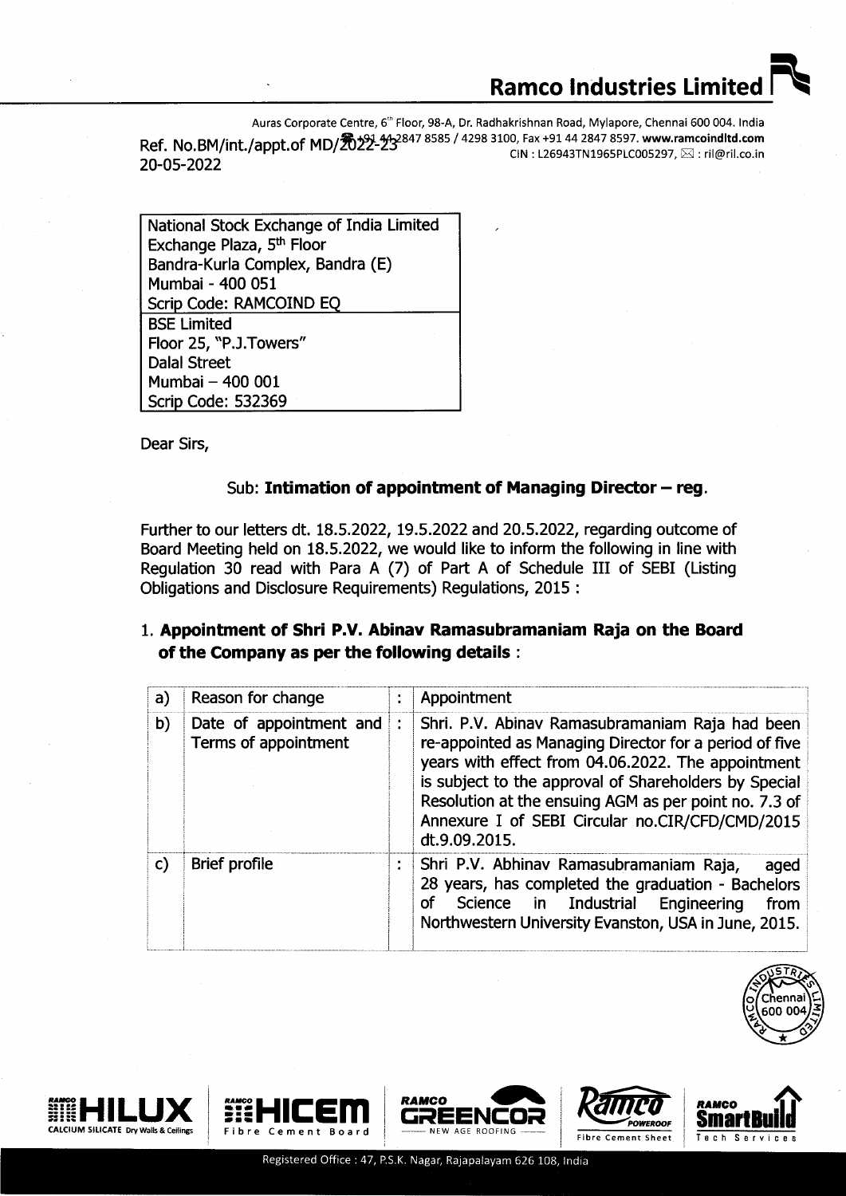**Ramco Industries Limited**

Auras Corporate Centre, 6th Floor, 98-A, Dr. Radhakrishnan Road, Mylapore, Chennai 600 004. India
+91 44 2847 8585 / 4298 3100, Fax +91 44 2847 8597. www.ramcoindltd.com
CIN : L26943TN1965PLC005297, : ril@ril.co.in

Ref. No.BM/int./appt.of MD/2022-23
20-05-2022

| National Stock Exchange of India Limited<br>Exchange Plaza, 5th Floor<br>Bandra-Kurla Complex, Bandra (E)<br>Mumbai - 400 051<br>Scrip Code: RAMCOIND EQ |
|---|
| BSE Limited<br>Floor 25, "P.J.Towers"<br>Dalal Street<br>Mumbai – 400 001<br>Scrip Code: 532369 |

Dear Sirs,

Sub: **Intimation of appointment of Managing Director – reg.**

Further to our letters dt. 18.5.2022, 19.5.2022 and 20.5.2022, regarding outcome of Board Meeting held on 18.5.2022, we would like to inform the following in line with Regulation 30 read with Para A (7) of Part A of Schedule III of SEBI (Listing Obligations and Disclosure Requirements) Regulations, 2015 :

1. **Appointment of Shri P.V. Abinav Ramasubramaniam Raja on the Board of the Company as per the following details** :

| | | | |
|---|---|---|---|
| a) | Reason for change | : | Appointment |
| b) | Date of appointment and Terms of appointment | : | Shri. P.V. Abinav Ramasubramaniam Raja had been re-appointed as Managing Director for a period of five years with effect from 04.06.2022. The appointment is subject to the approval of Shareholders by Special Resolution at the ensuing AGM as per point no. 7.3 of Annexure I of SEBI Circular no.CIR/CFD/CMD/2015 dt.9.09.2015. |
| c) | Brief profile | : | Shri P.V. Abhinav Ramasubramaniam Raja, aged 28 years, has completed the graduation - Bachelors of Science in Industrial Engineering from Northwestern University Evanston, USA in June, 2015. |

Registered Office : 47, P.S.K. Nagar, Rajapalayam 626 108, India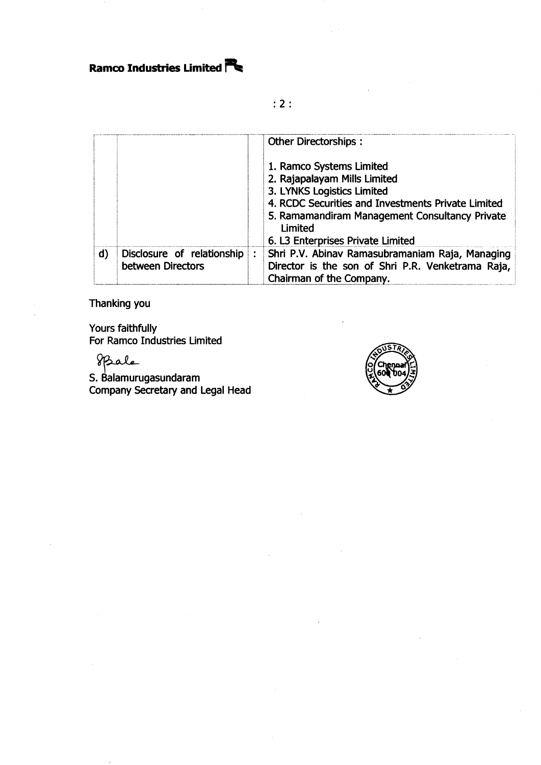| | | | |
|---|---|---|---|
| | | | Other Directorships :<br><br>1. Ramco Systems Limited<br>2. Rajapalayam Mills Limited<br>3. LYNKS Logistics Limited<br>4. RCDC Securities and Investments Private Limited<br>5. Ramamandiram Management Consultancy Private Limited<br>6. L3 Enterprises Private Limited |
| d) | Disclosure of relationship between Directors | : | Shri P.V. Abinav Ramasubramaniam Raja, Managing Director is the son of Shri P.R. Venketrama Raja, Chairman of the Company. |

Thanking you

Yours faithfully
For Ramco Industries Limited

S. Balamurugasundaram
Company Secretary and Legal Head